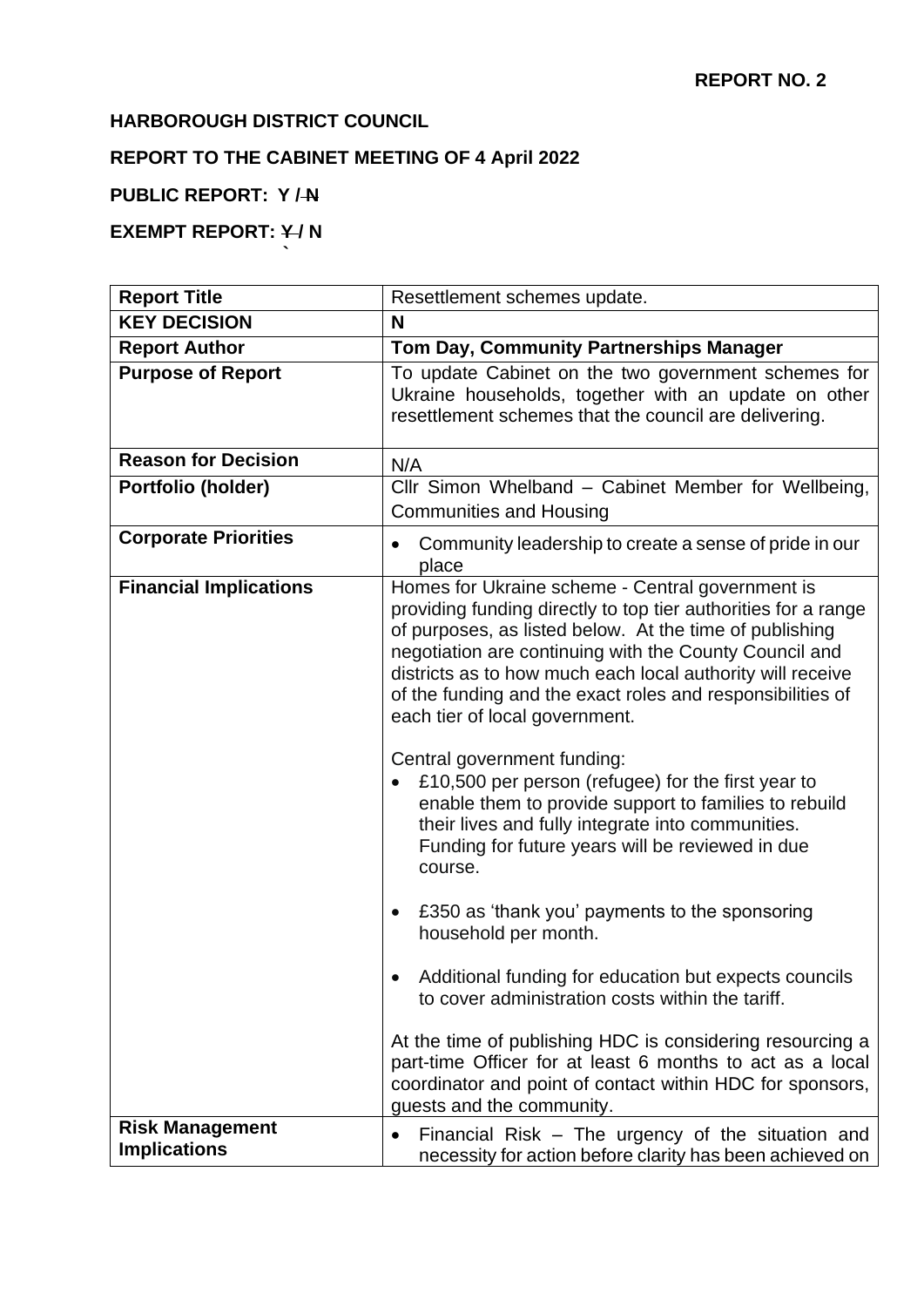**REPORT NO. 2**

**HARBOROUGH DISTRICT COUNCIL**

**REPORT TO THE CABINET MEETING OF 4 April 2022**

**PUBLIC REPORT: Y / ~~N~~**

**EXEMPT REPORT: ~~Y~~ / N**

| **Report Title** | Resettlement schemes update. |
|---|---|
| **KEY DECISION** | **N** |
| **Report Author** | **Tom Day, Community Partnerships Manager** |
| **Purpose of Report** | To update Cabinet on the two government schemes for Ukraine households, together with an update on other resettlement schemes that the council are delivering. |
| **Reason for Decision** | N/A |
| **Portfolio (holder)** | Cllr Simon Whelband – Cabinet Member for Wellbeing, Communities and Housing |
| **Corporate Priorities** | • Community leadership to create a sense of pride in our place |
| **Financial Implications** | Homes for Ukraine scheme - Central government is providing funding directly to top tier authorities for a range of purposes, as listed below. At the time of publishing negotiation are continuing with the County Council and districts as to how much each local authority will receive of the funding and the exact roles and responsibilities of each tier of local government.<br><br>Central government funding:<br>• £10,500 per person (refugee) for the first year to enable them to provide support to families to rebuild their lives and fully integrate into communities. Funding for future years will be reviewed in due course.<br>• £350 as 'thank you' payments to the sponsoring household per month.<br>• Additional funding for education but expects councils to cover administration costs within the tariff.<br><br>At the time of publishing HDC is considering resourcing a part-time Officer for at least 6 months to act as a local coordinator and point of contact within HDC for sponsors, guests and the community. |
| **Risk Management Implications** | • Financial Risk – The urgency of the situation and necessity for action before clarity has been achieved on |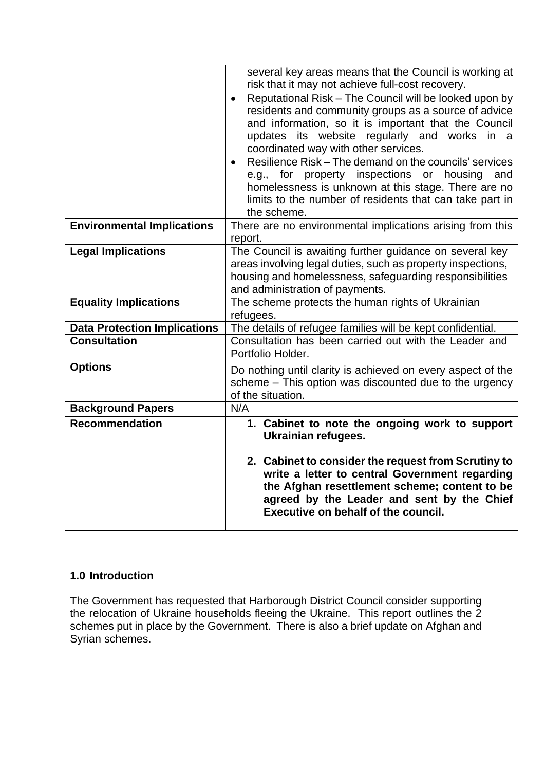| | |
|---|---|
| | several key areas means that the Council is working at risk that it may not achieve full-cost recovery.<br>• Reputational Risk – The Council will be looked upon by residents and community groups as a source of advice and information, so it is important that the Council updates its website regularly and works in a coordinated way with other services.<br>• Resilience Risk – The demand on the councils' services e.g., for property inspections or housing and homelessness is unknown at this stage. There are no limits to the number of residents that can take part in the scheme. |
| **Environmental Implications** | There are no environmental implications arising from this report. |
| **Legal Implications** | The Council is awaiting further guidance on several key areas involving legal duties, such as property inspections, housing and homelessness, safeguarding responsibilities and administration of payments. |
| **Equality Implications** | The scheme protects the human rights of Ukrainian refugees. |
| **Data Protection Implications** | The details of refugee families will be kept confidential. |
| **Consultation** | Consultation has been carried out with the Leader and Portfolio Holder. |
| **Options** | Do nothing until clarity is achieved on every aspect of the scheme – This option was discounted due to the urgency of the situation. |
| **Background Papers** | N/A |
| **Recommendation** | **1. Cabinet to note the ongoing work to support Ukrainian refugees.**<br><br>**2. Cabinet to consider the request from Scrutiny to write a letter to central Government regarding the Afghan resettlement scheme; content to be agreed by the Leader and sent by the Chief Executive on behalf of the council.** |

### 1.0 Introduction

The Government has requested that Harborough District Council consider supporting the relocation of Ukraine households fleeing the Ukraine. This report outlines the 2 schemes put in place by the Government. There is also a brief update on Afghan and Syrian schemes.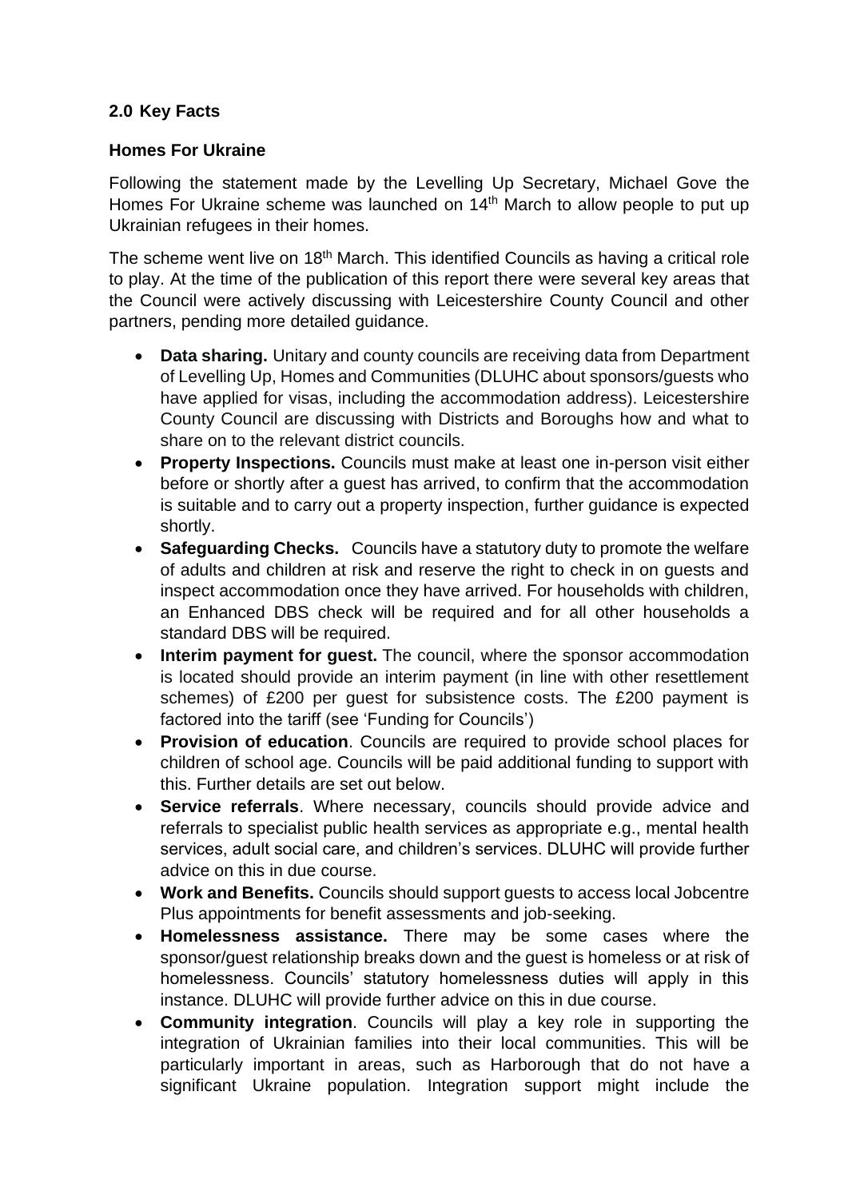## 2.0 Key Facts

### Homes For Ukraine

Following the statement made by the Levelling Up Secretary, Michael Gove the Homes For Ukraine scheme was launched on 14th March to allow people to put up Ukrainian refugees in their homes.

The scheme went live on 18th March. This identified Councils as having a critical role to play. At the time of the publication of this report there were several key areas that the Council were actively discussing with Leicestershire County Council and other partners, pending more detailed guidance.

- **Data sharing.** Unitary and county councils are receiving data from Department of Levelling Up, Homes and Communities (DLUHC about sponsors/guests who have applied for visas, including the accommodation address). Leicestershire County Council are discussing with Districts and Boroughs how and what to share on to the relevant district councils.
- **Property Inspections.** Councils must make at least one in-person visit either before or shortly after a guest has arrived, to confirm that the accommodation is suitable and to carry out a property inspection, further guidance is expected shortly.
- **Safeguarding Checks.** Councils have a statutory duty to promote the welfare of adults and children at risk and reserve the right to check in on guests and inspect accommodation once they have arrived. For households with children, an Enhanced DBS check will be required and for all other households a standard DBS will be required.
- **Interim payment for guest.** The council, where the sponsor accommodation is located should provide an interim payment (in line with other resettlement schemes) of £200 per guest for subsistence costs. The £200 payment is factored into the tariff (see 'Funding for Councils')
- **Provision of education**. Councils are required to provide school places for children of school age. Councils will be paid additional funding to support with this. Further details are set out below.
- **Service referrals**. Where necessary, councils should provide advice and referrals to specialist public health services as appropriate e.g., mental health services, adult social care, and children's services. DLUHC will provide further advice on this in due course.
- **Work and Benefits.** Councils should support guests to access local Jobcentre Plus appointments for benefit assessments and job-seeking.
- **Homelessness assistance.** There may be some cases where the sponsor/guest relationship breaks down and the guest is homeless or at risk of homelessness. Councils' statutory homelessness duties will apply in this instance. DLUHC will provide further advice on this in due course.
- **Community integration**. Councils will play a key role in supporting the integration of Ukrainian families into their local communities. This will be particularly important in areas, such as Harborough that do not have a significant Ukraine population. Integration support might include the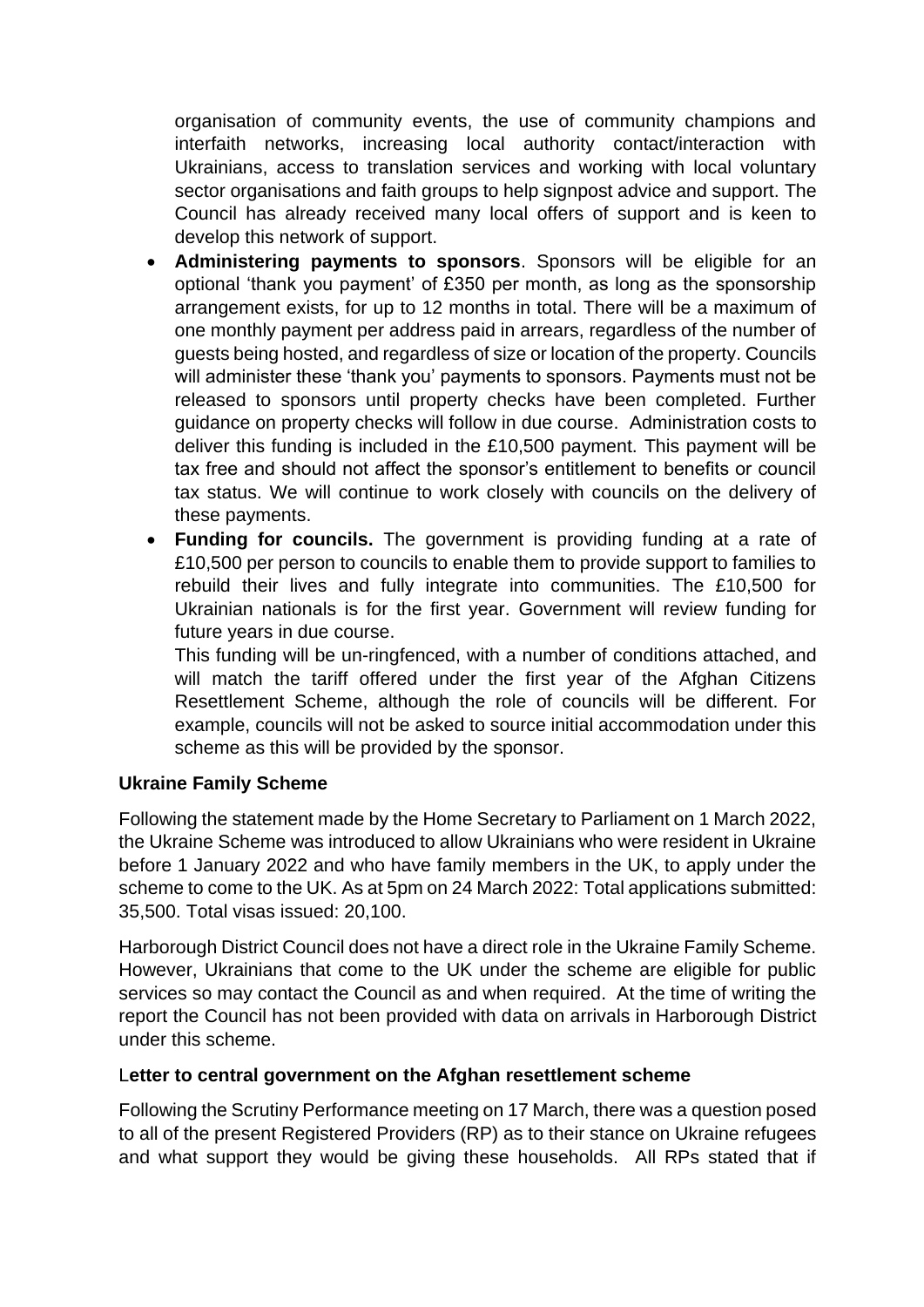organisation of community events, the use of community champions and interfaith networks, increasing local authority contact/interaction with Ukrainians, access to translation services and working with local voluntary sector organisations and faith groups to help signpost advice and support. The Council has already received many local offers of support and is keen to develop this network of support.

- **Administering payments to sponsors**. Sponsors will be eligible for an optional 'thank you payment' of £350 per month, as long as the sponsorship arrangement exists, for up to 12 months in total. There will be a maximum of one monthly payment per address paid in arrears, regardless of the number of guests being hosted, and regardless of size or location of the property. Councils will administer these 'thank you' payments to sponsors. Payments must not be released to sponsors until property checks have been completed. Further guidance on property checks will follow in due course. Administration costs to deliver this funding is included in the £10,500 payment. This payment will be tax free and should not affect the sponsor's entitlement to benefits or council tax status. We will continue to work closely with councils on the delivery of these payments.
- **Funding for councils.** The government is providing funding at a rate of £10,500 per person to councils to enable them to provide support to families to rebuild their lives and fully integrate into communities. The £10,500 for Ukrainian nationals is for the first year. Government will review funding for future years in due course.

  This funding will be un-ringfenced, with a number of conditions attached, and will match the tariff offered under the first year of the Afghan Citizens Resettlement Scheme, although the role of councils will be different. For example, councils will not be asked to source initial accommodation under this scheme as this will be provided by the sponsor.

**Ukraine Family Scheme**

Following the statement made by the Home Secretary to Parliament on 1 March 2022, the Ukraine Scheme was introduced to allow Ukrainians who were resident in Ukraine before 1 January 2022 and who have family members in the UK, to apply under the scheme to come to the UK. As at 5pm on 24 March 2022: Total applications submitted: 35,500. Total visas issued: 20,100.

Harborough District Council does not have a direct role in the Ukraine Family Scheme. However, Ukrainians that come to the UK under the scheme are eligible for public services so may contact the Council as and when required. At the time of writing the report the Council has not been provided with data on arrivals in Harborough District under this scheme.

L**etter to central government on the Afghan resettlement scheme**

Following the Scrutiny Performance meeting on 17 March, there was a question posed to all of the present Registered Providers (RP) as to their stance on Ukraine refugees and what support they would be giving these households. All RPs stated that if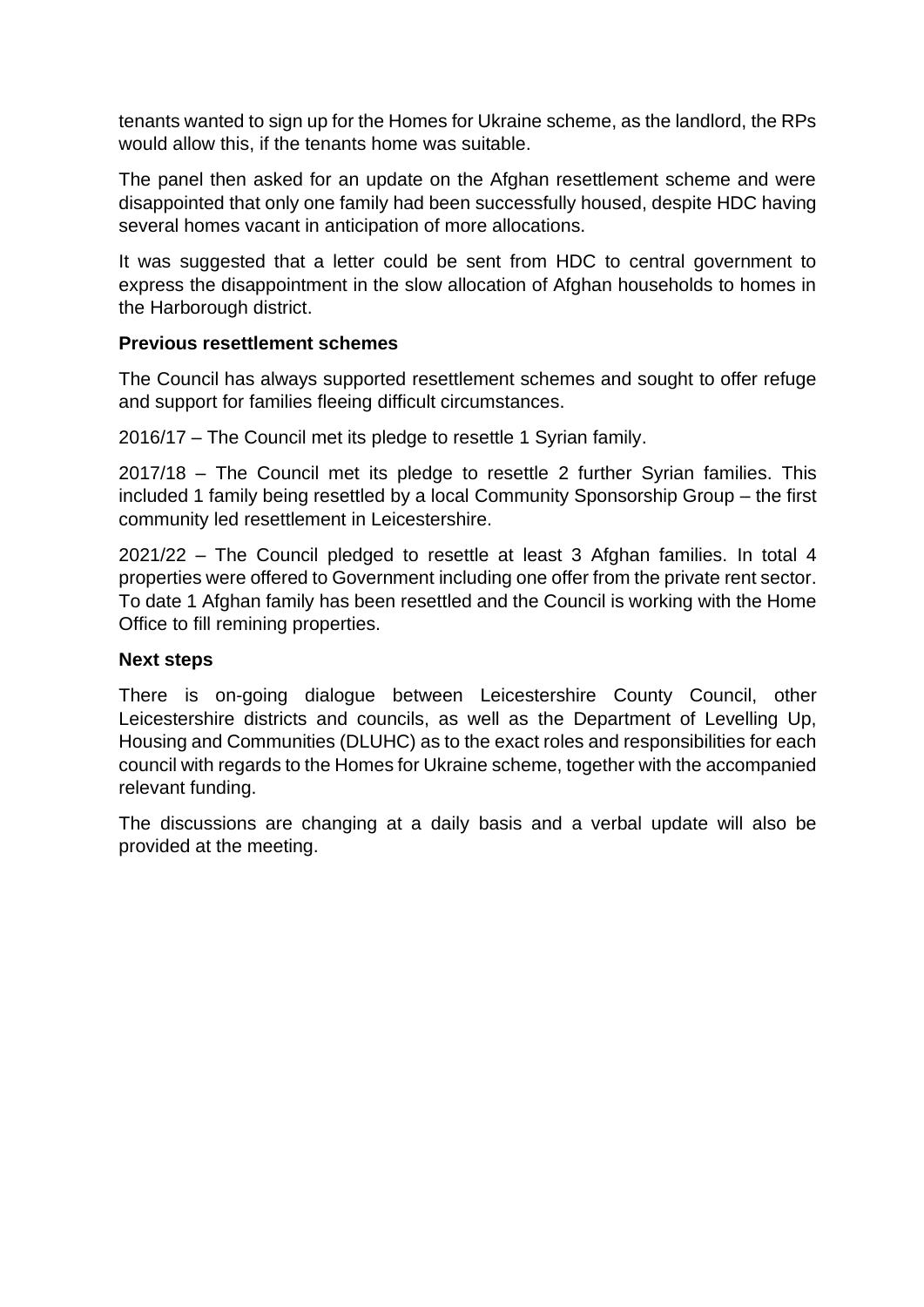tenants wanted to sign up for the Homes for Ukraine scheme, as the landlord, the RPs would allow this, if the tenants home was suitable.

The panel then asked for an update on the Afghan resettlement scheme and were disappointed that only one family had been successfully housed, despite HDC having several homes vacant in anticipation of more allocations.

It was suggested that a letter could be sent from HDC to central government to express the disappointment in the slow allocation of Afghan households to homes in the Harborough district.

**Previous resettlement schemes**

The Council has always supported resettlement schemes and sought to offer refuge and support for families fleeing difficult circumstances.

2016/17 – The Council met its pledge to resettle 1 Syrian family.

2017/18 – The Council met its pledge to resettle 2 further Syrian families. This included 1 family being resettled by a local Community Sponsorship Group – the first community led resettlement in Leicestershire.

2021/22 – The Council pledged to resettle at least 3 Afghan families. In total 4 properties were offered to Government including one offer from the private rent sector. To date 1 Afghan family has been resettled and the Council is working with the Home Office to fill remining properties.

**Next steps**

There is on-going dialogue between Leicestershire County Council, other Leicestershire districts and councils, as well as the Department of Levelling Up, Housing and Communities (DLUHC) as to the exact roles and responsibilities for each council with regards to the Homes for Ukraine scheme, together with the accompanied relevant funding.

The discussions are changing at a daily basis and a verbal update will also be provided at the meeting.